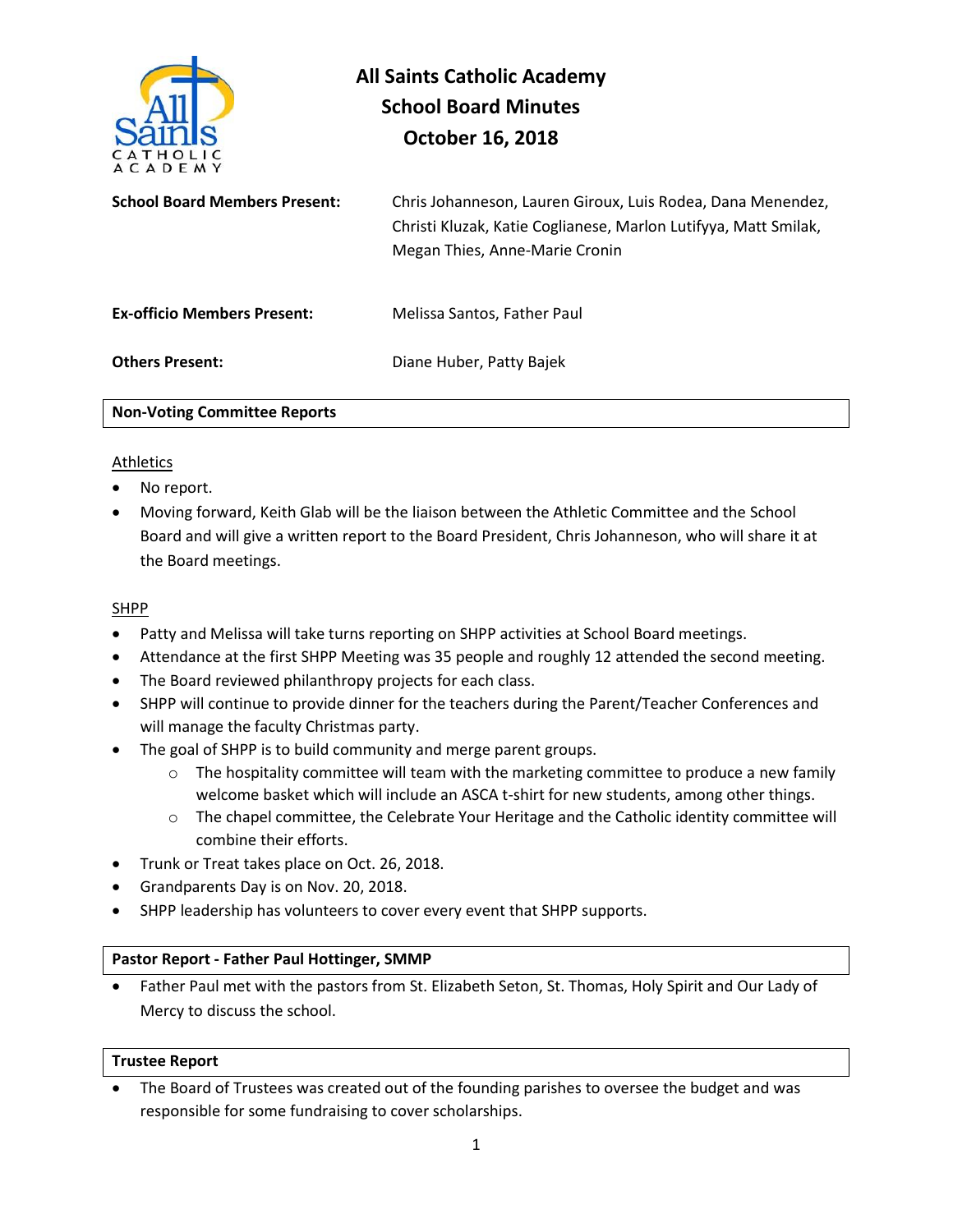# All Saints Catholic Academy
## School Board Minutes
## October 16, 2018

**School Board Members Present:** Chris Johanneson, Lauren Giroux, Luis Rodea, Dana Menendez, Christi Kluzak, Katie Coglianese, Marlon Lutifyya, Matt Smilak, Megan Thies, Anne-Marie Cronin

**Ex-officio Members Present:** Melissa Santos, Father Paul

**Others Present:** Diane Huber, Patty Bajek

### Non-Voting Committee Reports

Athletics

- No report.
- Moving forward, Keith Glab will be the liaison between the Athletic Committee and the School Board and will give a written report to the Board President, Chris Johanneson, who will share it at the Board meetings.

SHPP

- Patty and Melissa will take turns reporting on SHPP activities at School Board meetings.
- Attendance at the first SHPP Meeting was 35 people and roughly 12 attended the second meeting.
- The Board reviewed philanthropy projects for each class.
- SHPP will continue to provide dinner for the teachers during the Parent/Teacher Conferences and will manage the faculty Christmas party.
- The goal of SHPP is to build community and merge parent groups.
  - The hospitality committee will team with the marketing committee to produce a new family welcome basket which will include an ASCA t-shirt for new students, among other things.
  - The chapel committee, the Celebrate Your Heritage and the Catholic identity committee will combine their efforts.
- Trunk or Treat takes place on Oct. 26, 2018.
- Grandparents Day is on Nov. 20, 2018.
- SHPP leadership has volunteers to cover every event that SHPP supports.

### Pastor Report - Father Paul Hottinger, SMMP

- Father Paul met with the pastors from St. Elizabeth Seton, St. Thomas, Holy Spirit and Our Lady of Mercy to discuss the school.

### Trustee Report

- The Board of Trustees was created out of the founding parishes to oversee the budget and was responsible for some fundraising to cover scholarships.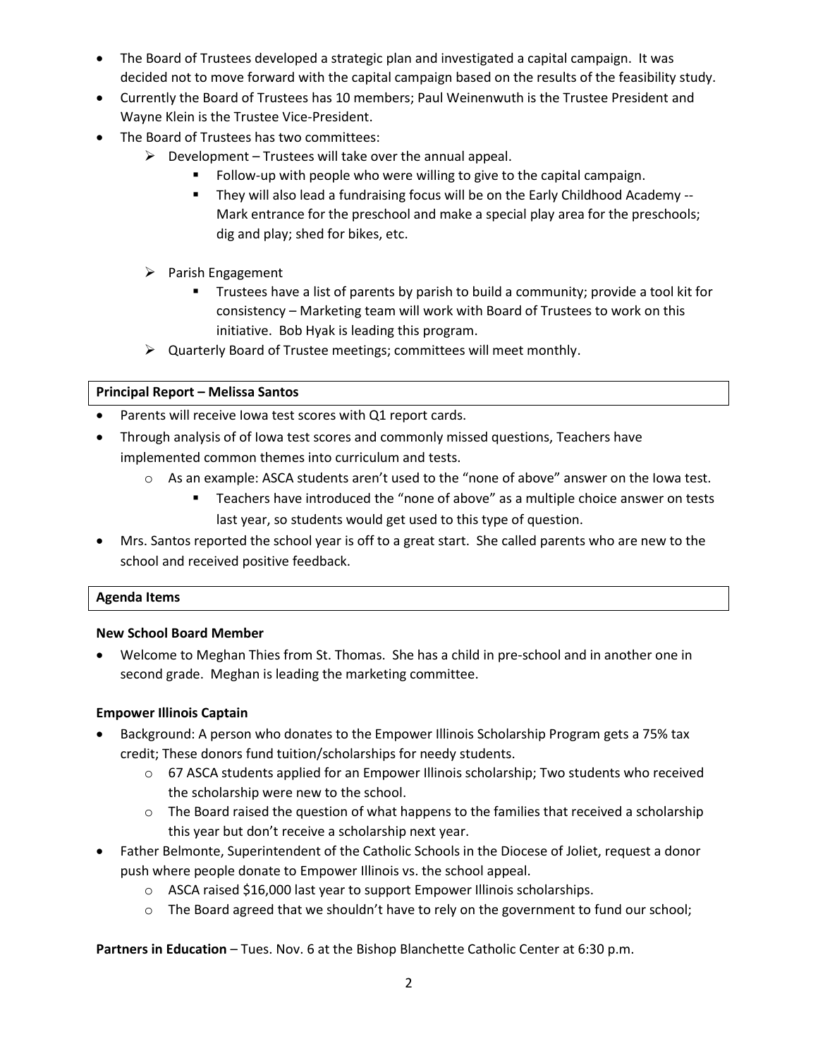- The Board of Trustees developed a strategic plan and investigated a capital campaign. It was decided not to move forward with the capital campaign based on the results of the feasibility study.
- Currently the Board of Trustees has 10 members; Paul Weinenwuth is the Trustee President and Wayne Klein is the Trustee Vice-President.
- The Board of Trustees has two committees:
  - Development – Trustees will take over the annual appeal.
    - Follow-up with people who were willing to give to the capital campaign.
    - They will also lead a fundraising focus will be on the Early Childhood Academy -- Mark entrance for the preschool and make a special play area for the preschools; dig and play; shed for bikes, etc.
  - Parish Engagement
    - Trustees have a list of parents by parish to build a community; provide a tool kit for consistency – Marketing team will work with Board of Trustees to work on this initiative. Bob Hyak is leading this program.
  - Quarterly Board of Trustee meetings; committees will meet monthly.

**Principal Report – Melissa Santos**

- Parents will receive Iowa test scores with Q1 report cards.
- Through analysis of of Iowa test scores and commonly missed questions, Teachers have implemented common themes into curriculum and tests.
  - As an example: ASCA students aren't used to the "none of above" answer on the Iowa test.
    - Teachers have introduced the "none of above" as a multiple choice answer on tests last year, so students would get used to this type of question.
- Mrs. Santos reported the school year is off to a great start. She called parents who are new to the school and received positive feedback.

**Agenda Items**

**New School Board Member**

- Welcome to Meghan Thies from St. Thomas. She has a child in pre-school and in another one in second grade. Meghan is leading the marketing committee.

**Empower Illinois Captain**

- Background: A person who donates to the Empower Illinois Scholarship Program gets a 75% tax credit; These donors fund tuition/scholarships for needy students.
  - 67 ASCA students applied for an Empower Illinois scholarship; Two students who received the scholarship were new to the school.
  - The Board raised the question of what happens to the families that received a scholarship this year but don't receive a scholarship next year.
- Father Belmonte, Superintendent of the Catholic Schools in the Diocese of Joliet, request a donor push where people donate to Empower Illinois vs. the school appeal.
  - ASCA raised $16,000 last year to support Empower Illinois scholarships.
  - The Board agreed that we shouldn't have to rely on the government to fund our school;

**Partners in Education** – Tues. Nov. 6 at the Bishop Blanchette Catholic Center at 6:30 p.m.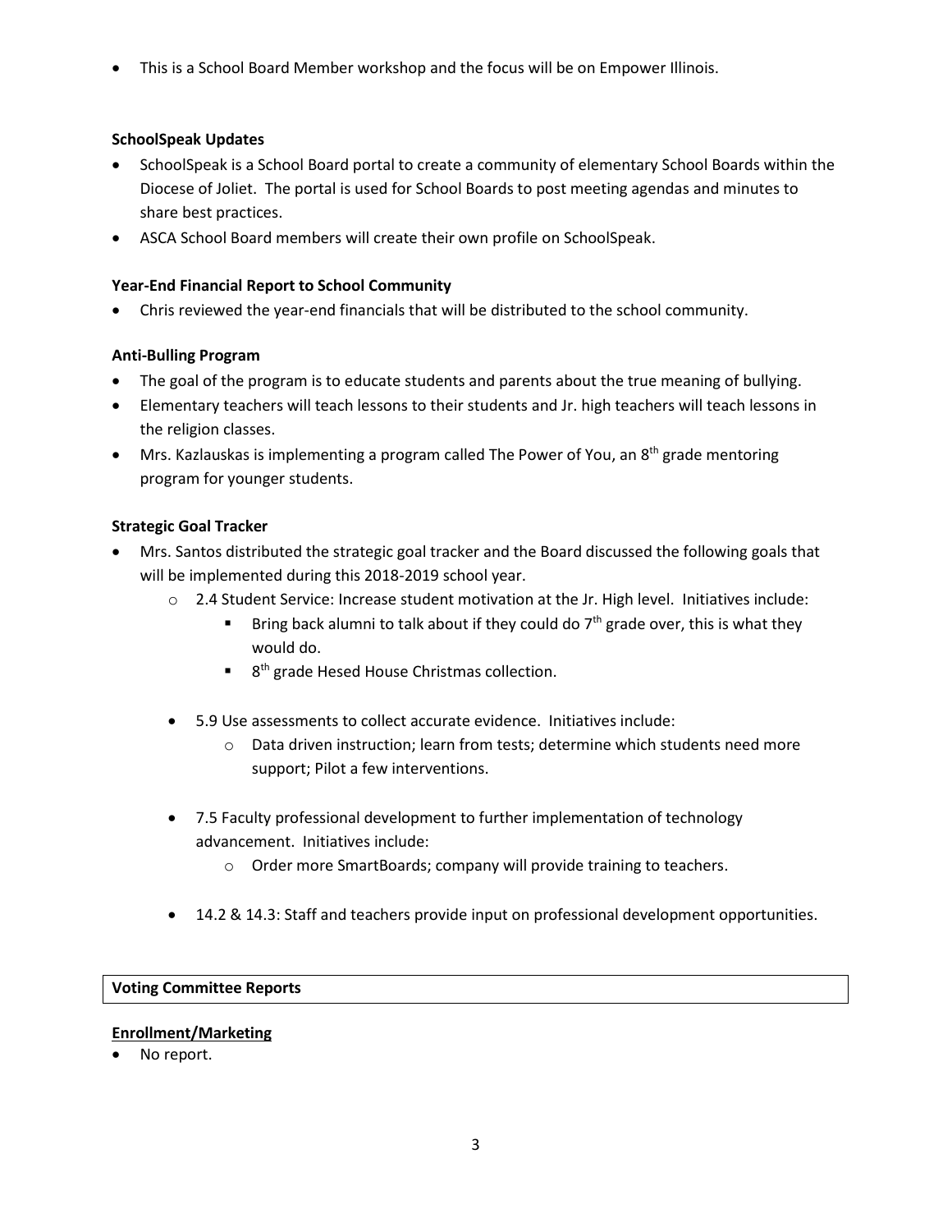- This is a School Board Member workshop and the focus will be on Empower Illinois.

**SchoolSpeak Updates**

- SchoolSpeak is a School Board portal to create a community of elementary School Boards within the Diocese of Joliet. The portal is used for School Boards to post meeting agendas and minutes to share best practices.
- ASCA School Board members will create their own profile on SchoolSpeak.

**Year-End Financial Report to School Community**

- Chris reviewed the year-end financials that will be distributed to the school community.

**Anti-Bulling Program**

- The goal of the program is to educate students and parents about the true meaning of bullying.
- Elementary teachers will teach lessons to their students and Jr. high teachers will teach lessons in the religion classes.
- Mrs. Kazlauskas is implementing a program called The Power of You, an 8th grade mentoring program for younger students.

**Strategic Goal Tracker**

- Mrs. Santos distributed the strategic goal tracker and the Board discussed the following goals that will be implemented during this 2018-2019 school year.
  - 2.4 Student Service: Increase student motivation at the Jr. High level. Initiatives include:
    - Bring back alumni to talk about if they could do 7th grade over, this is what they would do.
    - 8th grade Hesed House Christmas collection.
  - 5.9 Use assessments to collect accurate evidence. Initiatives include:
    - Data driven instruction; learn from tests; determine which students need more support; Pilot a few interventions.
  - 7.5 Faculty professional development to further implementation of technology advancement. Initiatives include:
    - Order more SmartBoards; company will provide training to teachers.
  - 14.2 & 14.3: Staff and teachers provide input on professional development opportunities.

**Voting Committee Reports**

**Enrollment/Marketing**

- No report.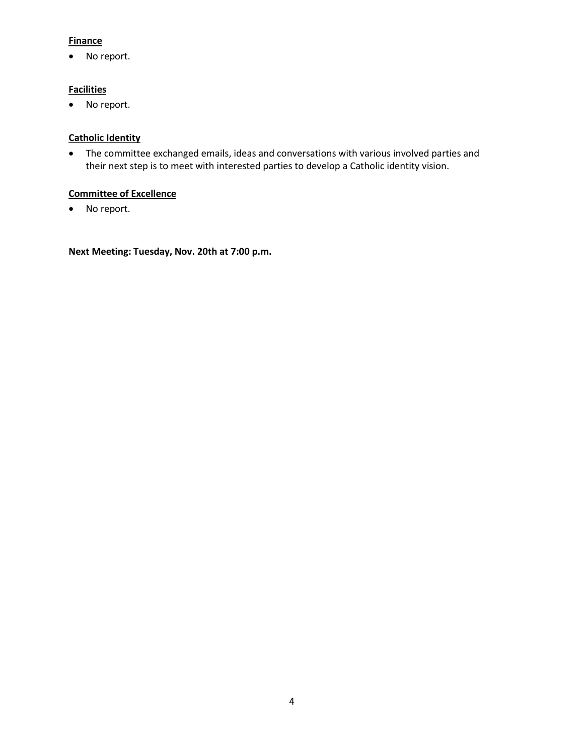**Finance**

- No report.

**Facilities**

- No report.

**Catholic Identity**

- The committee exchanged emails, ideas and conversations with various involved parties and their next step is to meet with interested parties to develop a Catholic identity vision.

**Committee of Excellence**

- No report.

**Next Meeting: Tuesday, Nov. 20th at 7:00 p.m.**